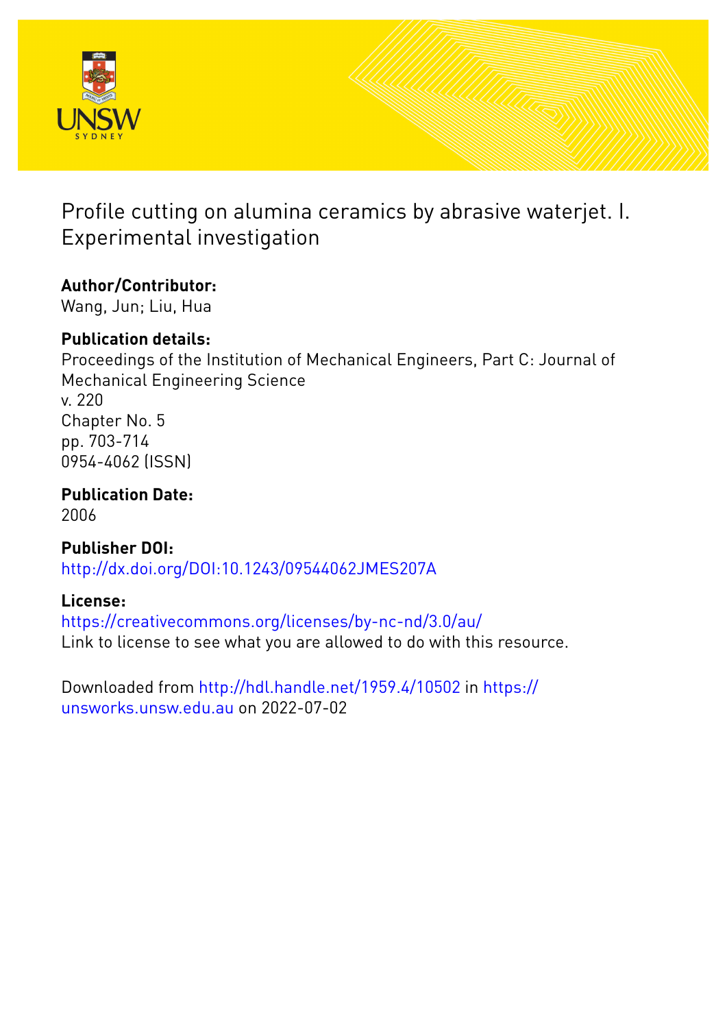# Profile cutting on alumina ceramics by abrasive waterjet. I. Experimental investigation

## Author/Contributor:

Wang, Jun; Liu, Hua

## Publication details:

Proceedings of the Institution of Mechanical Engineers, Part C: Journal of Mechanical Engineering Science

v. 220

Chapter No. 5

pp. 703-714

0954-4062 (ISSN)

## Publication Date:

2006

## Publisher DOI:

http://dx.doi.org/DOI:10.1243/09544062JMES207A

## License:

https://creativecommons.org/licenses/by-nc-nd/3.0/au/

Link to license to see what you are allowed to do with this resource.

Downloaded from http://hdl.handle.net/1959.4/10502 in https://unsworks.unsw.edu.au on 2022-07-02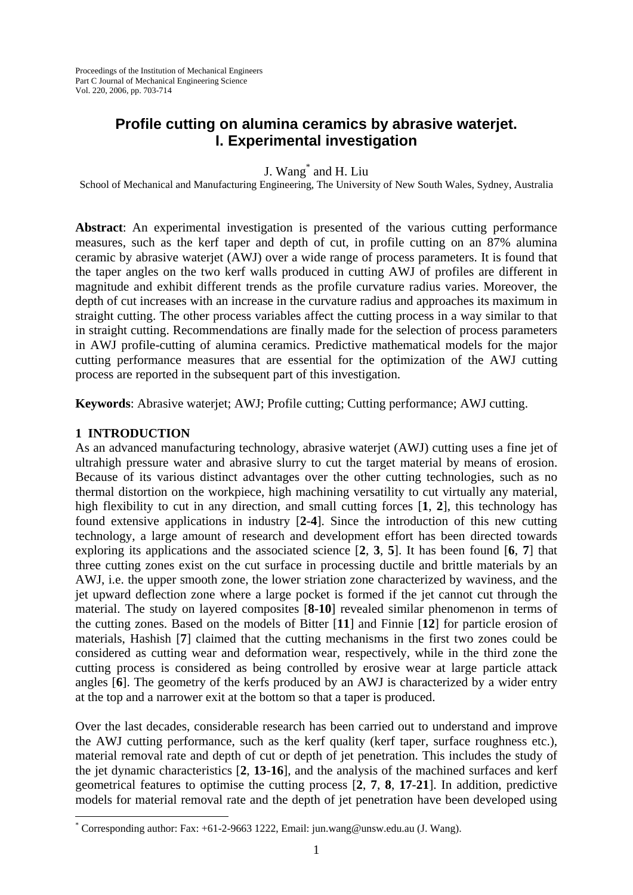Proceedings of the Institution of Mechanical Engineers
Part C Journal of Mechanical Engineering Science
Vol. 220, 2006, pp. 703-714

# Profile cutting on alumina ceramics by abrasive waterjet. I. Experimental investigation

J. Wang* and H. Liu

School of Mechanical and Manufacturing Engineering, The University of New South Wales, Sydney, Australia

**Abstract**: An experimental investigation is presented of the various cutting performance measures, such as the kerf taper and depth of cut, in profile cutting on an 87% alumina ceramic by abrasive waterjet (AWJ) over a wide range of process parameters. It is found that the taper angles on the two kerf walls produced in cutting AWJ of profiles are different in magnitude and exhibit different trends as the profile curvature radius varies. Moreover, the depth of cut increases with an increase in the curvature radius and approaches its maximum in straight cutting. The other process variables affect the cutting process in a way similar to that in straight cutting. Recommendations are finally made for the selection of process parameters in AWJ profile-cutting of alumina ceramics. Predictive mathematical models for the major cutting performance measures that are essential for the optimization of the AWJ cutting process are reported in the subsequent part of this investigation.

**Keywords**: Abrasive waterjet; AWJ; Profile cutting; Cutting performance; AWJ cutting.

## 1 INTRODUCTION

As an advanced manufacturing technology, abrasive waterjet (AWJ) cutting uses a fine jet of ultrahigh pressure water and abrasive slurry to cut the target material by means of erosion. Because of its various distinct advantages over the other cutting technologies, such as no thermal distortion on the workpiece, high machining versatility to cut virtually any material, high flexibility to cut in any direction, and small cutting forces [**1**, **2**], this technology has found extensive applications in industry [**2**-**4**]. Since the introduction of this new cutting technology, a large amount of research and development effort has been directed towards exploring its applications and the associated science [**2**, **3**, **5**]. It has been found [**6**, **7**] that three cutting zones exist on the cut surface in processing ductile and brittle materials by an AWJ, i.e. the upper smooth zone, the lower striation zone characterized by waviness, and the jet upward deflection zone where a large pocket is formed if the jet cannot cut through the material. The study on layered composites [**8**-**10**] revealed similar phenomenon in terms of the cutting zones. Based on the models of Bitter [**11**] and Finnie [**12**] for particle erosion of materials, Hashish [**7**] claimed that the cutting mechanisms in the first two zones could be considered as cutting wear and deformation wear, respectively, while in the third zone the cutting process is considered as being controlled by erosive wear at large particle attack angles [**6**]. The geometry of the kerfs produced by an AWJ is characterized by a wider entry at the top and a narrower exit at the bottom so that a taper is produced.

Over the last decades, considerable research has been carried out to understand and improve the AWJ cutting performance, such as the kerf quality (kerf taper, surface roughness etc.), material removal rate and depth of cut or depth of jet penetration. This includes the study of the jet dynamic characteristics [**2**, **13**-**16**], and the analysis of the machined surfaces and kerf geometrical features to optimise the cutting process [**2**, **7**, **8**, **17**-**21**]. In addition, predictive models for material removal rate and the depth of jet penetration have been developed using

* Corresponding author: Fax: +61-2-9663 1222, Email: jun.wang@unsw.edu.au (J. Wang).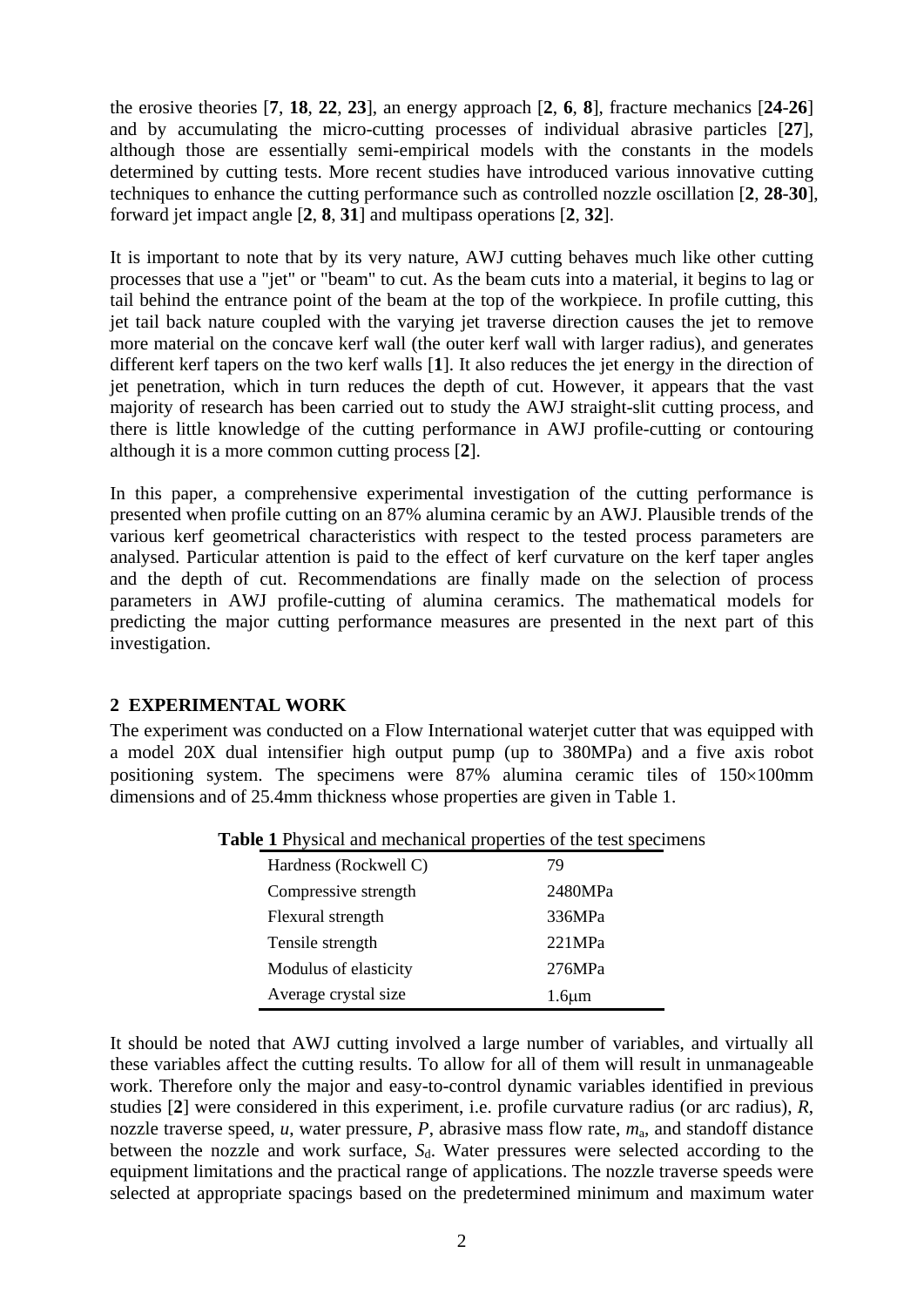the erosive theories [**7**, **18**, **22**, **23**], an energy approach [**2**, **6**, **8**], fracture mechanics [**24-26**] and by accumulating the micro-cutting processes of individual abrasive particles [**27**], although those are essentially semi-empirical models with the constants in the models determined by cutting tests. More recent studies have introduced various innovative cutting techniques to enhance the cutting performance such as controlled nozzle oscillation [**2**, **28-30**], forward jet impact angle [**2**, **8**, **31**] and multipass operations [**2**, **32**].

It is important to note that by its very nature, AWJ cutting behaves much like other cutting processes that use a "jet" or "beam" to cut. As the beam cuts into a material, it begins to lag or tail behind the entrance point of the beam at the top of the workpiece. In profile cutting, this jet tail back nature coupled with the varying jet traverse direction causes the jet to remove more material on the concave kerf wall (the outer kerf wall with larger radius), and generates different kerf tapers on the two kerf walls [**1**]. It also reduces the jet energy in the direction of jet penetration, which in turn reduces the depth of cut. However, it appears that the vast majority of research has been carried out to study the AWJ straight-slit cutting process, and there is little knowledge of the cutting performance in AWJ profile-cutting or contouring although it is a more common cutting process [**2**].

In this paper, a comprehensive experimental investigation of the cutting performance is presented when profile cutting on an 87% alumina ceramic by an AWJ. Plausible trends of the various kerf geometrical characteristics with respect to the tested process parameters are analysed. Particular attention is paid to the effect of kerf curvature on the kerf taper angles and the depth of cut. Recommendations are finally made on the selection of process parameters in AWJ profile-cutting of alumina ceramics. The mathematical models for predicting the major cutting performance measures are presented in the next part of this investigation.

## 2 EXPERIMENTAL WORK

The experiment was conducted on a Flow International waterjet cutter that was equipped with a model 20X dual intensifier high output pump (up to 380MPa) and a five axis robot positioning system. The specimens were 87% alumina ceramic tiles of 150×100mm dimensions and of 25.4mm thickness whose properties are given in Table 1.

**Table 1** Physical and mechanical properties of the test specimens

| Property | Value |
|---|---|
| Hardness (Rockwell C) | 79 |
| Compressive strength | 2480MPa |
| Flexural strength | 336MPa |
| Tensile strength | 221MPa |
| Modulus of elasticity | 276MPa |
| Average crystal size | 1.6μm |

It should be noted that AWJ cutting involved a large number of variables, and virtually all these variables affect the cutting results. To allow for all of them will result in unmanageable work. Therefore only the major and easy-to-control dynamic variables identified in previous studies [**2**] were considered in this experiment, i.e. profile curvature radius (or arc radius), $R$, nozzle traverse speed, $u$, water pressure, $P$, abrasive mass flow rate, $m_a$, and standoff distance between the nozzle and work surface, $S_d$. Water pressures were selected according to the equipment limitations and the practical range of applications. The nozzle traverse speeds were selected at appropriate spacings based on the predetermined minimum and maximum water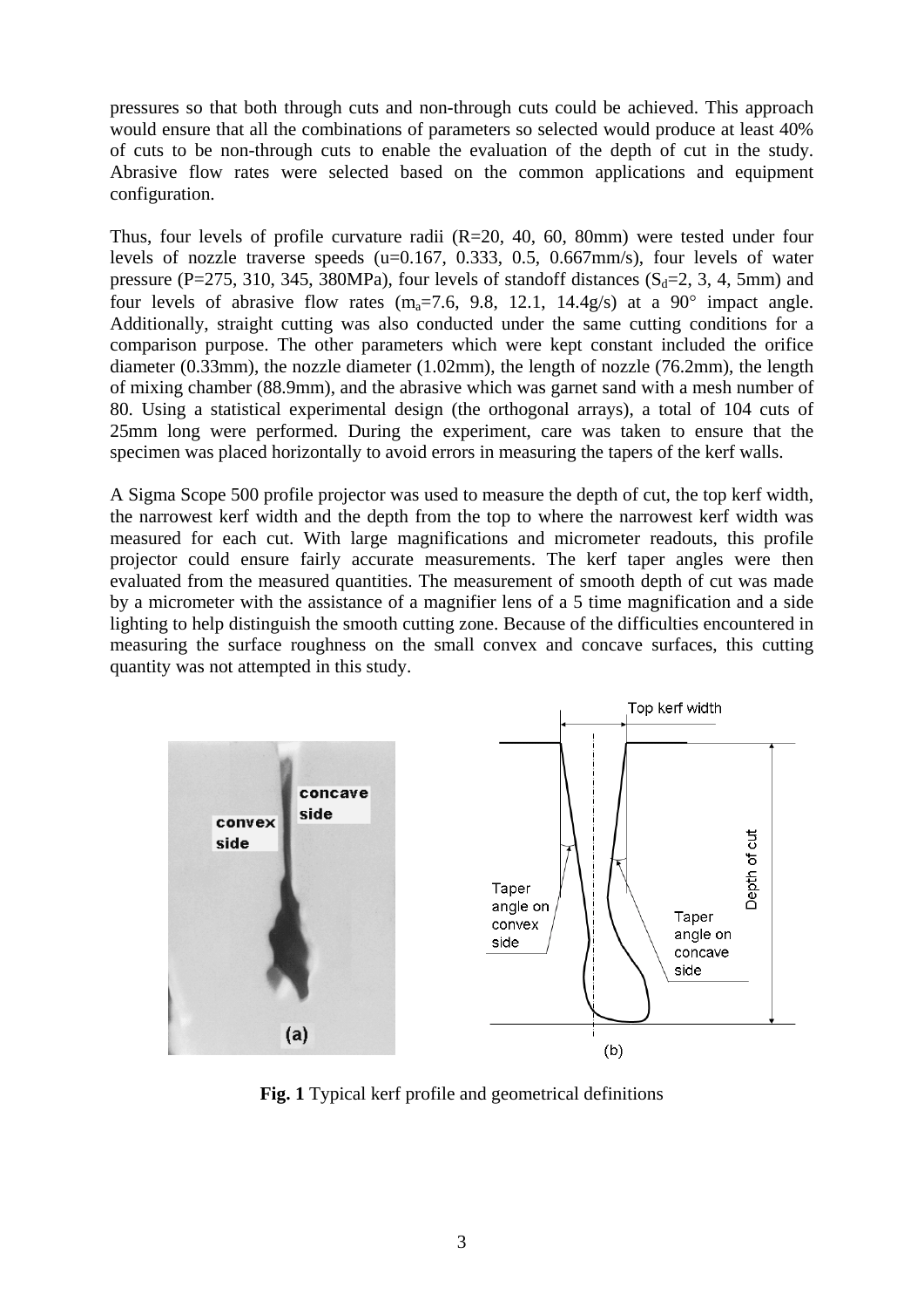pressures so that both through cuts and non-through cuts could be achieved. This approach would ensure that all the combinations of parameters so selected would produce at least 40% of cuts to be non-through cuts to enable the evaluation of the depth of cut in the study. Abrasive flow rates were selected based on the common applications and equipment configuration.

Thus, four levels of profile curvature radii (R=20, 40, 60, 80mm) were tested under four levels of nozzle traverse speeds (u=0.167, 0.333, 0.5, 0.667mm/s), four levels of water pressure (P=275, 310, 345, 380MPa), four levels of standoff distances ($S_d$=2, 3, 4, 5mm) and four levels of abrasive flow rates ($m_a$=7.6, 9.8, 12.1, 14.4g/s) at a 90° impact angle. Additionally, straight cutting was also conducted under the same cutting conditions for a comparison purpose. The other parameters which were kept constant included the orifice diameter (0.33mm), the nozzle diameter (1.02mm), the length of nozzle (76.2mm), the length of mixing chamber (88.9mm), and the abrasive which was garnet sand with a mesh number of 80. Using a statistical experimental design (the orthogonal arrays), a total of 104 cuts of 25mm long were performed. During the experiment, care was taken to ensure that the specimen was placed horizontally to avoid errors in measuring the tapers of the kerf walls.

A Sigma Scope 500 profile projector was used to measure the depth of cut, the top kerf width, the narrowest kerf width and the depth from the top to where the narrowest kerf width was measured for each cut. With large magnifications and micrometer readouts, this profile projector could ensure fairly accurate measurements. The kerf taper angles were then evaluated from the measured quantities. The measurement of smooth depth of cut was made by a micrometer with the assistance of a magnifier lens of a 5 time magnification and a side lighting to help distinguish the smooth cutting zone. Because of the difficulties encountered in measuring the surface roughness on the small convex and concave surfaces, this cutting quantity was not attempted in this study.

**Fig. 1** Typical kerf profile and geometrical definitions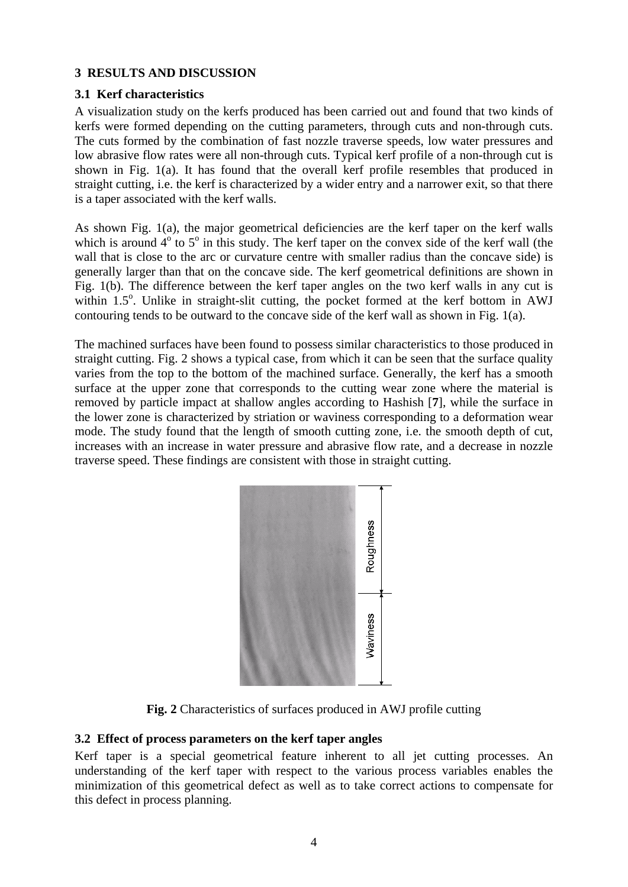## 3 RESULTS AND DISCUSSION

### 3.1 Kerf characteristics

A visualization study on the kerfs produced has been carried out and found that two kinds of kerfs were formed depending on the cutting parameters, through cuts and non-through cuts. The cuts formed by the combination of fast nozzle traverse speeds, low water pressures and low abrasive flow rates were all non-through cuts. Typical kerf profile of a non-through cut is shown in Fig. 1(a). It has found that the overall kerf profile resembles that produced in straight cutting, i.e. the kerf is characterized by a wider entry and a narrower exit, so that there is a taper associated with the kerf walls.

As shown Fig. 1(a), the major geometrical deficiencies are the kerf taper on the kerf walls which is around $4^{o}$ to $5^{o}$ in this study. The kerf taper on the convex side of the kerf wall (the wall that is close to the arc or curvature centre with smaller radius than the concave side) is generally larger than that on the concave side. The kerf geometrical definitions are shown in Fig. 1(b). The difference between the kerf taper angles on the two kerf walls in any cut is within $1.5^{o}$. Unlike in straight-slit cutting, the pocket formed at the kerf bottom in AWJ contouring tends to be outward to the concave side of the kerf wall as shown in Fig. 1(a).

The machined surfaces have been found to possess similar characteristics to those produced in straight cutting. Fig. 2 shows a typical case, from which it can be seen that the surface quality varies from the top to the bottom of the machined surface. Generally, the kerf has a smooth surface at the upper zone that corresponds to the cutting wear zone where the material is removed by particle impact at shallow angles according to Hashish [**7**], while the surface in the lower zone is characterized by striation or waviness corresponding to a deformation wear mode. The study found that the length of smooth cutting zone, i.e. the smooth depth of cut, increases with an increase in water pressure and abrasive flow rate, and a decrease in nozzle traverse speed. These findings are consistent with those in straight cutting.

Roughness

Waviness

**Fig. 2** Characteristics of surfaces produced in AWJ profile cutting

### 3.2 Effect of process parameters on the kerf taper angles

Kerf taper is a special geometrical feature inherent to all jet cutting processes. An understanding of the kerf taper with respect to the various process variables enables the minimization of this geometrical defect as well as to take correct actions to compensate for this defect in process planning.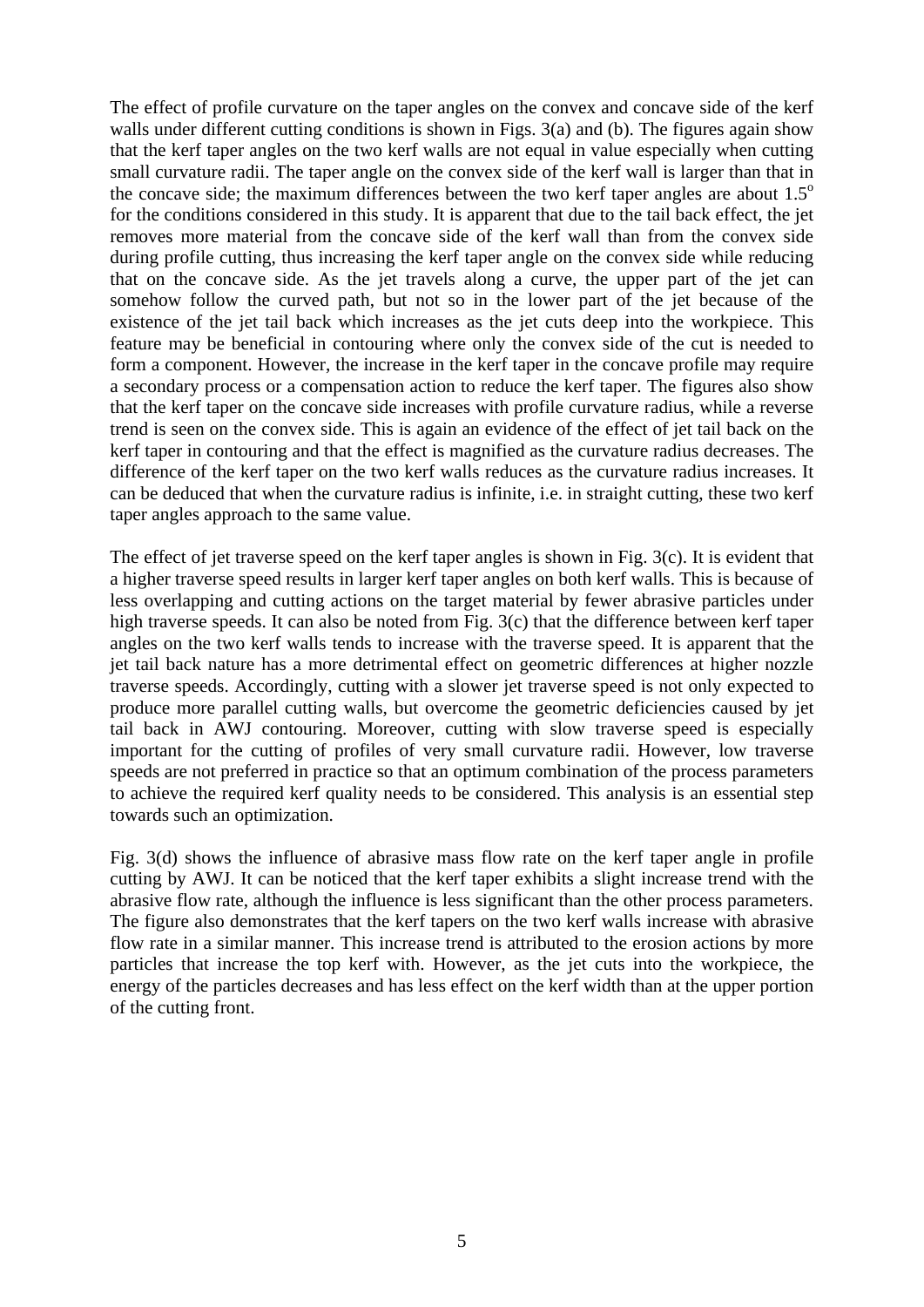The effect of profile curvature on the taper angles on the convex and concave side of the kerf walls under different cutting conditions is shown in Figs. 3(a) and (b). The figures again show that the kerf taper angles on the two kerf walls are not equal in value especially when cutting small curvature radii. The taper angle on the convex side of the kerf wall is larger than that in the concave side; the maximum differences between the two kerf taper angles are about $1.5^o$ for the conditions considered in this study. It is apparent that due to the tail back effect, the jet removes more material from the concave side of the kerf wall than from the convex side during profile cutting, thus increasing the kerf taper angle on the convex side while reducing that on the concave side. As the jet travels along a curve, the upper part of the jet can somehow follow the curved path, but not so in the lower part of the jet because of the existence of the jet tail back which increases as the jet cuts deep into the workpiece. This feature may be beneficial in contouring where only the convex side of the cut is needed to form a component. However, the increase in the kerf taper in the concave profile may require a secondary process or a compensation action to reduce the kerf taper. The figures also show that the kerf taper on the concave side increases with profile curvature radius, while a reverse trend is seen on the convex side. This is again an evidence of the effect of jet tail back on the kerf taper in contouring and that the effect is magnified as the curvature radius decreases. The difference of the kerf taper on the two kerf walls reduces as the curvature radius increases. It can be deduced that when the curvature radius is infinite, i.e. in straight cutting, these two kerf taper angles approach to the same value.

The effect of jet traverse speed on the kerf taper angles is shown in Fig. 3(c). It is evident that a higher traverse speed results in larger kerf taper angles on both kerf walls. This is because of less overlapping and cutting actions on the target material by fewer abrasive particles under high traverse speeds. It can also be noted from Fig. 3(c) that the difference between kerf taper angles on the two kerf walls tends to increase with the traverse speed. It is apparent that the jet tail back nature has a more detrimental effect on geometric differences at higher nozzle traverse speeds. Accordingly, cutting with a slower jet traverse speed is not only expected to produce more parallel cutting walls, but overcome the geometric deficiencies caused by jet tail back in AWJ contouring. Moreover, cutting with slow traverse speed is especially important for the cutting of profiles of very small curvature radii. However, low traverse speeds are not preferred in practice so that an optimum combination of the process parameters to achieve the required kerf quality needs to be considered. This analysis is an essential step towards such an optimization.

Fig. 3(d) shows the influence of abrasive mass flow rate on the kerf taper angle in profile cutting by AWJ. It can be noticed that the kerf taper exhibits a slight increase trend with the abrasive flow rate, although the influence is less significant than the other process parameters. The figure also demonstrates that the kerf tapers on the two kerf walls increase with abrasive flow rate in a similar manner. This increase trend is attributed to the erosion actions by more particles that increase the top kerf with. However, as the jet cuts into the workpiece, the energy of the particles decreases and has less effect on the kerf width than at the upper portion of the cutting front.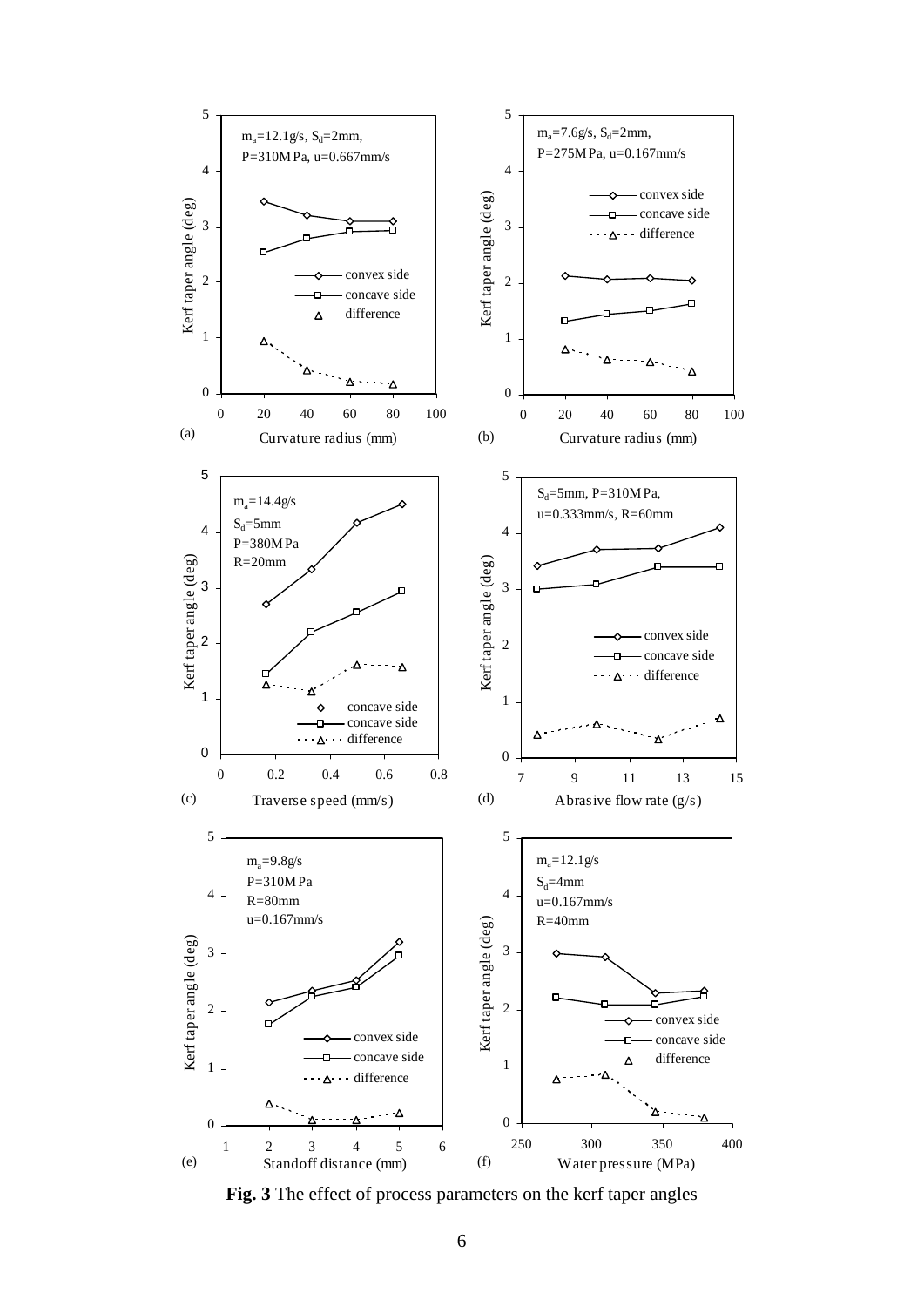**Fig. 3** The effect of process parameters on the kerf taper angles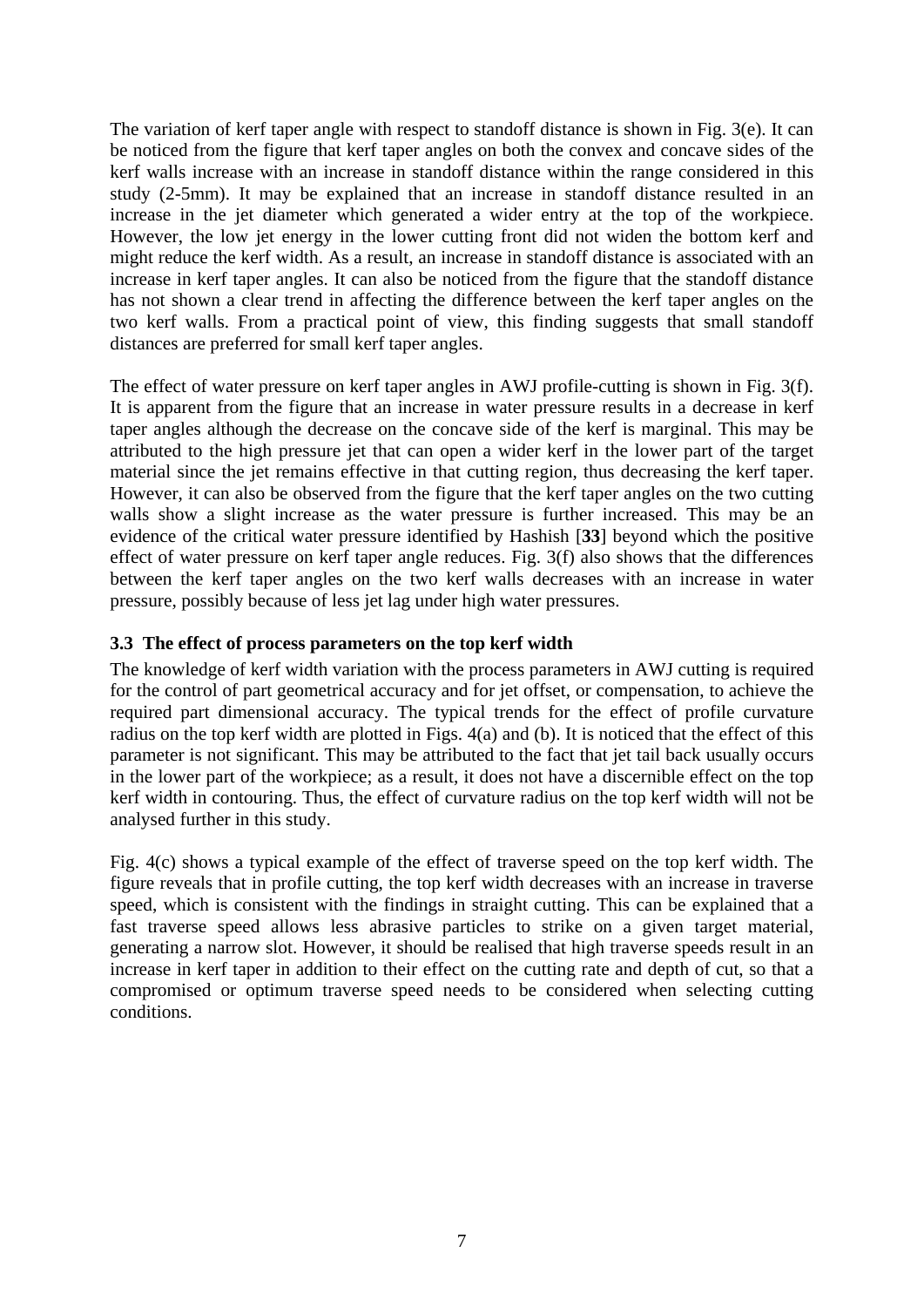The variation of kerf taper angle with respect to standoff distance is shown in Fig. 3(e). It can be noticed from the figure that kerf taper angles on both the convex and concave sides of the kerf walls increase with an increase in standoff distance within the range considered in this study (2-5mm). It may be explained that an increase in standoff distance resulted in an increase in the jet diameter which generated a wider entry at the top of the workpiece. However, the low jet energy in the lower cutting front did not widen the bottom kerf and might reduce the kerf width. As a result, an increase in standoff distance is associated with an increase in kerf taper angles. It can also be noticed from the figure that the standoff distance has not shown a clear trend in affecting the difference between the kerf taper angles on the two kerf walls. From a practical point of view, this finding suggests that small standoff distances are preferred for small kerf taper angles.

The effect of water pressure on kerf taper angles in AWJ profile-cutting is shown in Fig. 3(f). It is apparent from the figure that an increase in water pressure results in a decrease in kerf taper angles although the decrease on the concave side of the kerf is marginal. This may be attributed to the high pressure jet that can open a wider kerf in the lower part of the target material since the jet remains effective in that cutting region, thus decreasing the kerf taper. However, it can also be observed from the figure that the kerf taper angles on the two cutting walls show a slight increase as the water pressure is further increased. This may be an evidence of the critical water pressure identified by Hashish [**33**] beyond which the positive effect of water pressure on kerf taper angle reduces. Fig. 3(f) also shows that the differences between the kerf taper angles on the two kerf walls decreases with an increase in water pressure, possibly because of less jet lag under high water pressures.

### 3.3 The effect of process parameters on the top kerf width

The knowledge of kerf width variation with the process parameters in AWJ cutting is required for the control of part geometrical accuracy and for jet offset, or compensation, to achieve the required part dimensional accuracy. The typical trends for the effect of profile curvature radius on the top kerf width are plotted in Figs. 4(a) and (b). It is noticed that the effect of this parameter is not significant. This may be attributed to the fact that jet tail back usually occurs in the lower part of the workpiece; as a result, it does not have a discernible effect on the top kerf width in contouring. Thus, the effect of curvature radius on the top kerf width will not be analysed further in this study.

Fig. 4(c) shows a typical example of the effect of traverse speed on the top kerf width. The figure reveals that in profile cutting, the top kerf width decreases with an increase in traverse speed, which is consistent with the findings in straight cutting. This can be explained that a fast traverse speed allows less abrasive particles to strike on a given target material, generating a narrow slot. However, it should be realised that high traverse speeds result in an increase in kerf taper in addition to their effect on the cutting rate and depth of cut, so that a compromised or optimum traverse speed needs to be considered when selecting cutting conditions.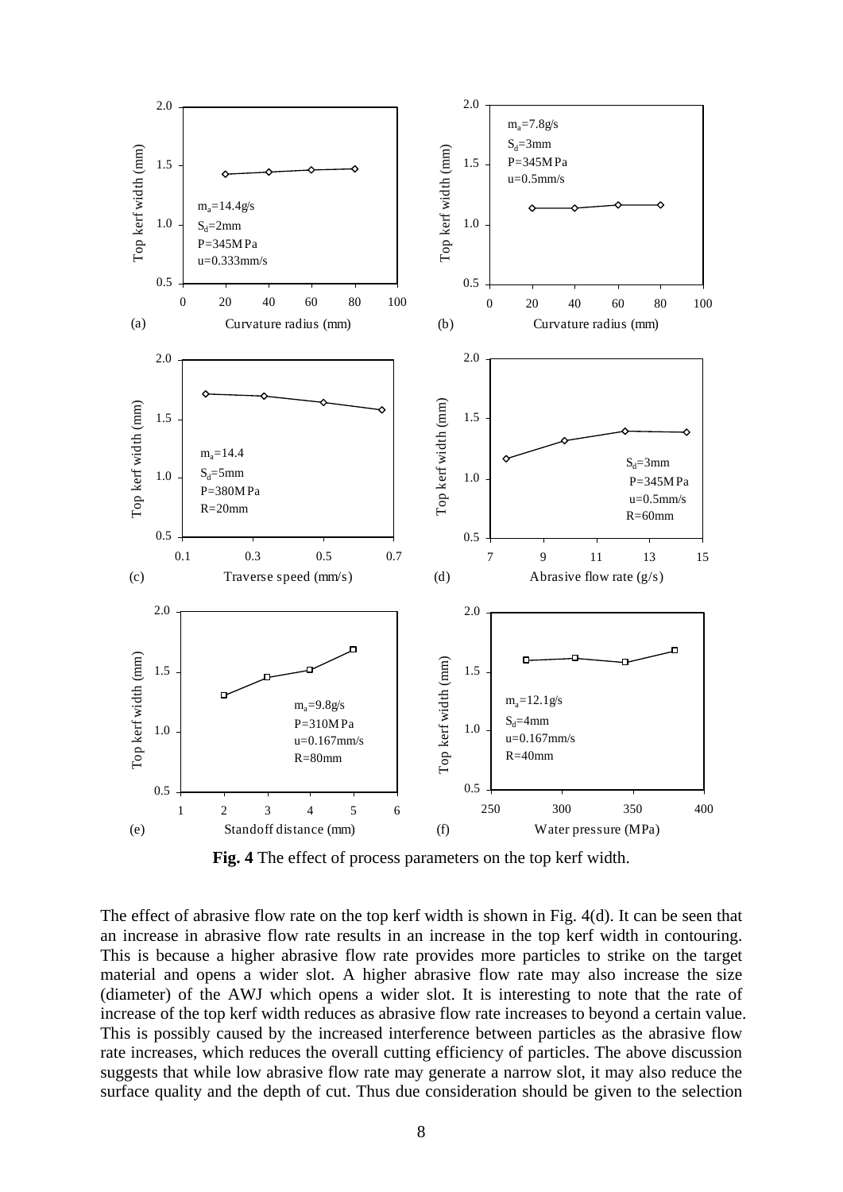**Fig. 4** The effect of process parameters on the top kerf width.

The effect of abrasive flow rate on the top kerf width is shown in Fig. 4(d). It can be seen that an increase in abrasive flow rate results in an increase in the top kerf width in contouring. This is because a higher abrasive flow rate provides more particles to strike on the target material and opens a wider slot. A higher abrasive flow rate may also increase the size (diameter) of the AWJ which opens a wider slot. It is interesting to note that the rate of increase of the top kerf width reduces as abrasive flow rate increases to beyond a certain value. This is possibly caused by the increased interference between particles as the abrasive flow rate increases, which reduces the overall cutting efficiency of particles. The above discussion suggests that while low abrasive flow rate may generate a narrow slot, it may also reduce the surface quality and the depth of cut. Thus due consideration should be given to the selection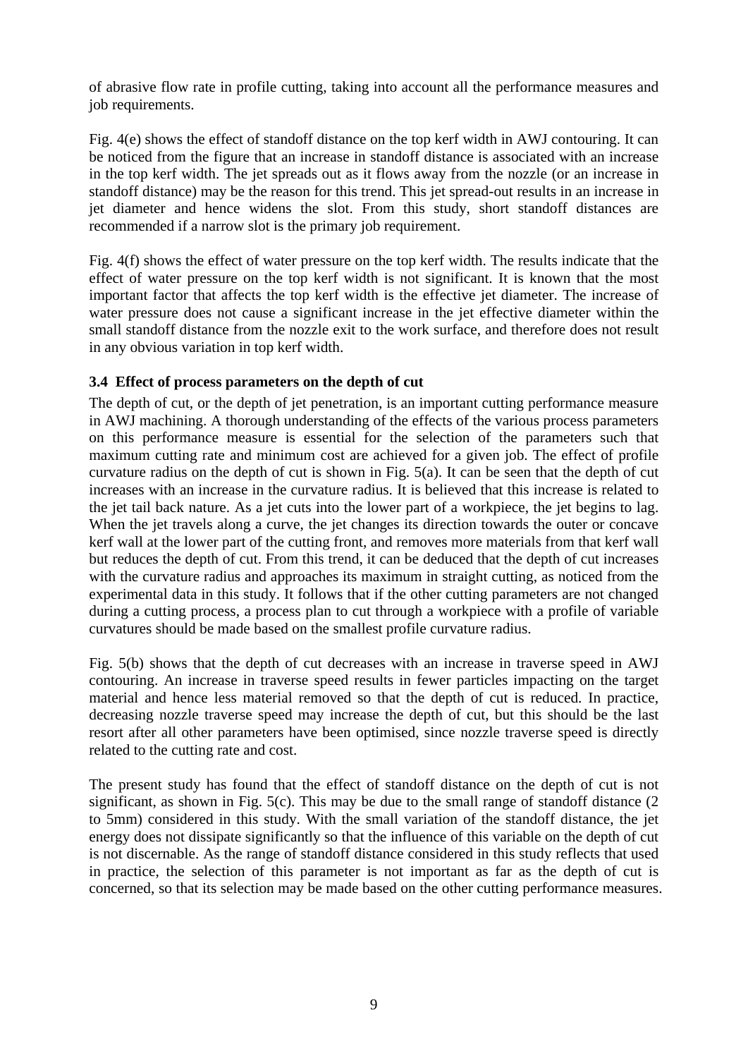of abrasive flow rate in profile cutting, taking into account all the performance measures and job requirements.

Fig. 4(e) shows the effect of standoff distance on the top kerf width in AWJ contouring. It can be noticed from the figure that an increase in standoff distance is associated with an increase in the top kerf width. The jet spreads out as it flows away from the nozzle (or an increase in standoff distance) may be the reason for this trend. This jet spread-out results in an increase in jet diameter and hence widens the slot. From this study, short standoff distances are recommended if a narrow slot is the primary job requirement.

Fig. 4(f) shows the effect of water pressure on the top kerf width. The results indicate that the effect of water pressure on the top kerf width is not significant. It is known that the most important factor that affects the top kerf width is the effective jet diameter. The increase of water pressure does not cause a significant increase in the jet effective diameter within the small standoff distance from the nozzle exit to the work surface, and therefore does not result in any obvious variation in top kerf width.

### 3.4 Effect of process parameters on the depth of cut

The depth of cut, or the depth of jet penetration, is an important cutting performance measure in AWJ machining. A thorough understanding of the effects of the various process parameters on this performance measure is essential for the selection of the parameters such that maximum cutting rate and minimum cost are achieved for a given job. The effect of profile curvature radius on the depth of cut is shown in Fig. 5(a). It can be seen that the depth of cut increases with an increase in the curvature radius. It is believed that this increase is related to the jet tail back nature. As a jet cuts into the lower part of a workpiece, the jet begins to lag. When the jet travels along a curve, the jet changes its direction towards the outer or concave kerf wall at the lower part of the cutting front, and removes more materials from that kerf wall but reduces the depth of cut. From this trend, it can be deduced that the depth of cut increases with the curvature radius and approaches its maximum in straight cutting, as noticed from the experimental data in this study. It follows that if the other cutting parameters are not changed during a cutting process, a process plan to cut through a workpiece with a profile of variable curvatures should be made based on the smallest profile curvature radius.

Fig. 5(b) shows that the depth of cut decreases with an increase in traverse speed in AWJ contouring. An increase in traverse speed results in fewer particles impacting on the target material and hence less material removed so that the depth of cut is reduced. In practice, decreasing nozzle traverse speed may increase the depth of cut, but this should be the last resort after all other parameters have been optimised, since nozzle traverse speed is directly related to the cutting rate and cost.

The present study has found that the effect of standoff distance on the depth of cut is not significant, as shown in Fig. 5(c). This may be due to the small range of standoff distance (2 to 5mm) considered in this study. With the small variation of the standoff distance, the jet energy does not dissipate significantly so that the influence of this variable on the depth of cut is not discernable. As the range of standoff distance considered in this study reflects that used in practice, the selection of this parameter is not important as far as the depth of cut is concerned, so that its selection may be made based on the other cutting performance measures.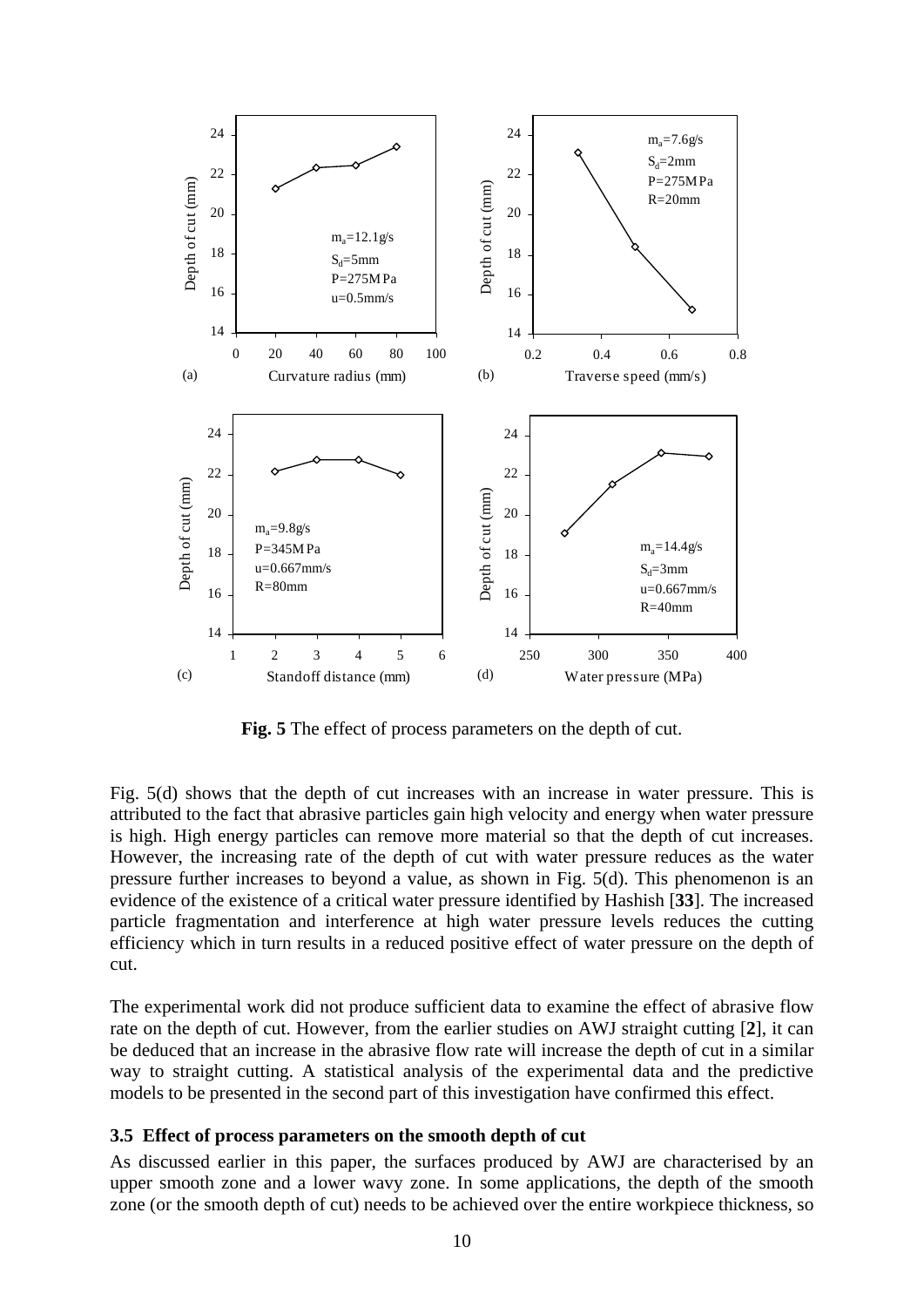**Fig. 5** The effect of process parameters on the depth of cut.

Fig. 5(d) shows that the depth of cut increases with an increase in water pressure. This is attributed to the fact that abrasive particles gain high velocity and energy when water pressure is high. High energy particles can remove more material so that the depth of cut increases. However, the increasing rate of the depth of cut with water pressure reduces as the water pressure further increases to beyond a value, as shown in Fig. 5(d). This phenomenon is an evidence of the existence of a critical water pressure identified by Hashish [**33**]. The increased particle fragmentation and interference at high water pressure levels reduces the cutting efficiency which in turn results in a reduced positive effect of water pressure on the depth of cut.

The experimental work did not produce sufficient data to examine the effect of abrasive flow rate on the depth of cut. However, from the earlier studies on AWJ straight cutting [**2**], it can be deduced that an increase in the abrasive flow rate will increase the depth of cut in a similar way to straight cutting. A statistical analysis of the experimental data and the predictive models to be presented in the second part of this investigation have confirmed this effect.

### 3.5 Effect of process parameters on the smooth depth of cut

As discussed earlier in this paper, the surfaces produced by AWJ are characterised by an upper smooth zone and a lower wavy zone. In some applications, the depth of the smooth zone (or the smooth depth of cut) needs to be achieved over the entire workpiece thickness, so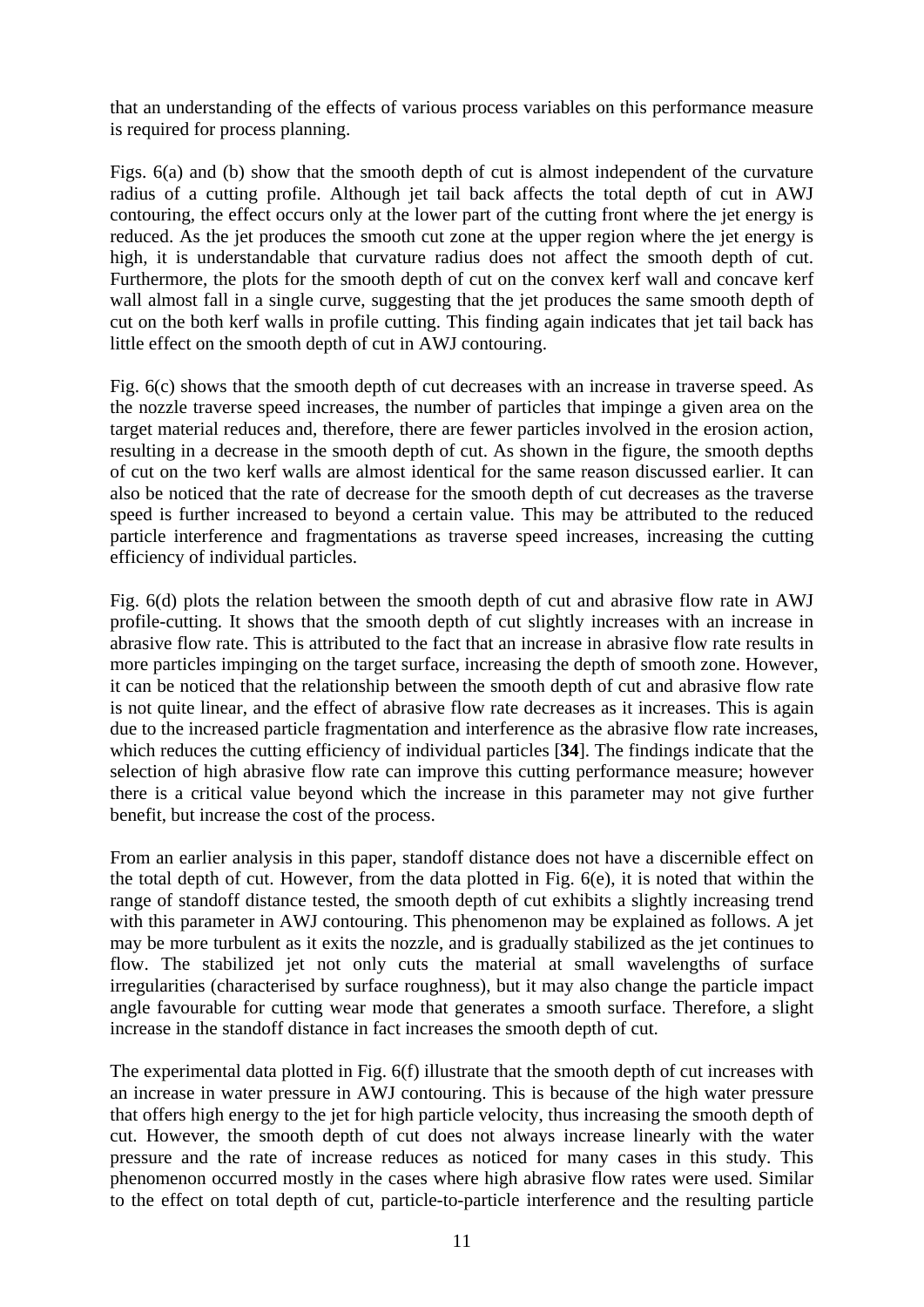that an understanding of the effects of various process variables on this performance measure is required for process planning.

Figs. 6(a) and (b) show that the smooth depth of cut is almost independent of the curvature radius of a cutting profile. Although jet tail back affects the total depth of cut in AWJ contouring, the effect occurs only at the lower part of the cutting front where the jet energy is reduced. As the jet produces the smooth cut zone at the upper region where the jet energy is high, it is understandable that curvature radius does not affect the smooth depth of cut. Furthermore, the plots for the smooth depth of cut on the convex kerf wall and concave kerf wall almost fall in a single curve, suggesting that the jet produces the same smooth depth of cut on the both kerf walls in profile cutting. This finding again indicates that jet tail back has little effect on the smooth depth of cut in AWJ contouring.

Fig. 6(c) shows that the smooth depth of cut decreases with an increase in traverse speed. As the nozzle traverse speed increases, the number of particles that impinge a given area on the target material reduces and, therefore, there are fewer particles involved in the erosion action, resulting in a decrease in the smooth depth of cut. As shown in the figure, the smooth depths of cut on the two kerf walls are almost identical for the same reason discussed earlier. It can also be noticed that the rate of decrease for the smooth depth of cut decreases as the traverse speed is further increased to beyond a certain value. This may be attributed to the reduced particle interference and fragmentations as traverse speed increases, increasing the cutting efficiency of individual particles.

Fig. 6(d) plots the relation between the smooth depth of cut and abrasive flow rate in AWJ profile-cutting. It shows that the smooth depth of cut slightly increases with an increase in abrasive flow rate. This is attributed to the fact that an increase in abrasive flow rate results in more particles impinging on the target surface, increasing the depth of smooth zone. However, it can be noticed that the relationship between the smooth depth of cut and abrasive flow rate is not quite linear, and the effect of abrasive flow rate decreases as it increases. This is again due to the increased particle fragmentation and interference as the abrasive flow rate increases, which reduces the cutting efficiency of individual particles [**34**]. The findings indicate that the selection of high abrasive flow rate can improve this cutting performance measure; however there is a critical value beyond which the increase in this parameter may not give further benefit, but increase the cost of the process.

From an earlier analysis in this paper, standoff distance does not have a discernible effect on the total depth of cut. However, from the data plotted in Fig. 6(e), it is noted that within the range of standoff distance tested, the smooth depth of cut exhibits a slightly increasing trend with this parameter in AWJ contouring. This phenomenon may be explained as follows. A jet may be more turbulent as it exits the nozzle, and is gradually stabilized as the jet continues to flow. The stabilized jet not only cuts the material at small wavelengths of surface irregularities (characterised by surface roughness), but it may also change the particle impact angle favourable for cutting wear mode that generates a smooth surface. Therefore, a slight increase in the standoff distance in fact increases the smooth depth of cut.

The experimental data plotted in Fig. 6(f) illustrate that the smooth depth of cut increases with an increase in water pressure in AWJ contouring. This is because of the high water pressure that offers high energy to the jet for high particle velocity, thus increasing the smooth depth of cut. However, the smooth depth of cut does not always increase linearly with the water pressure and the rate of increase reduces as noticed for many cases in this study. This phenomenon occurred mostly in the cases where high abrasive flow rates were used. Similar to the effect on total depth of cut, particle-to-particle interference and the resulting particle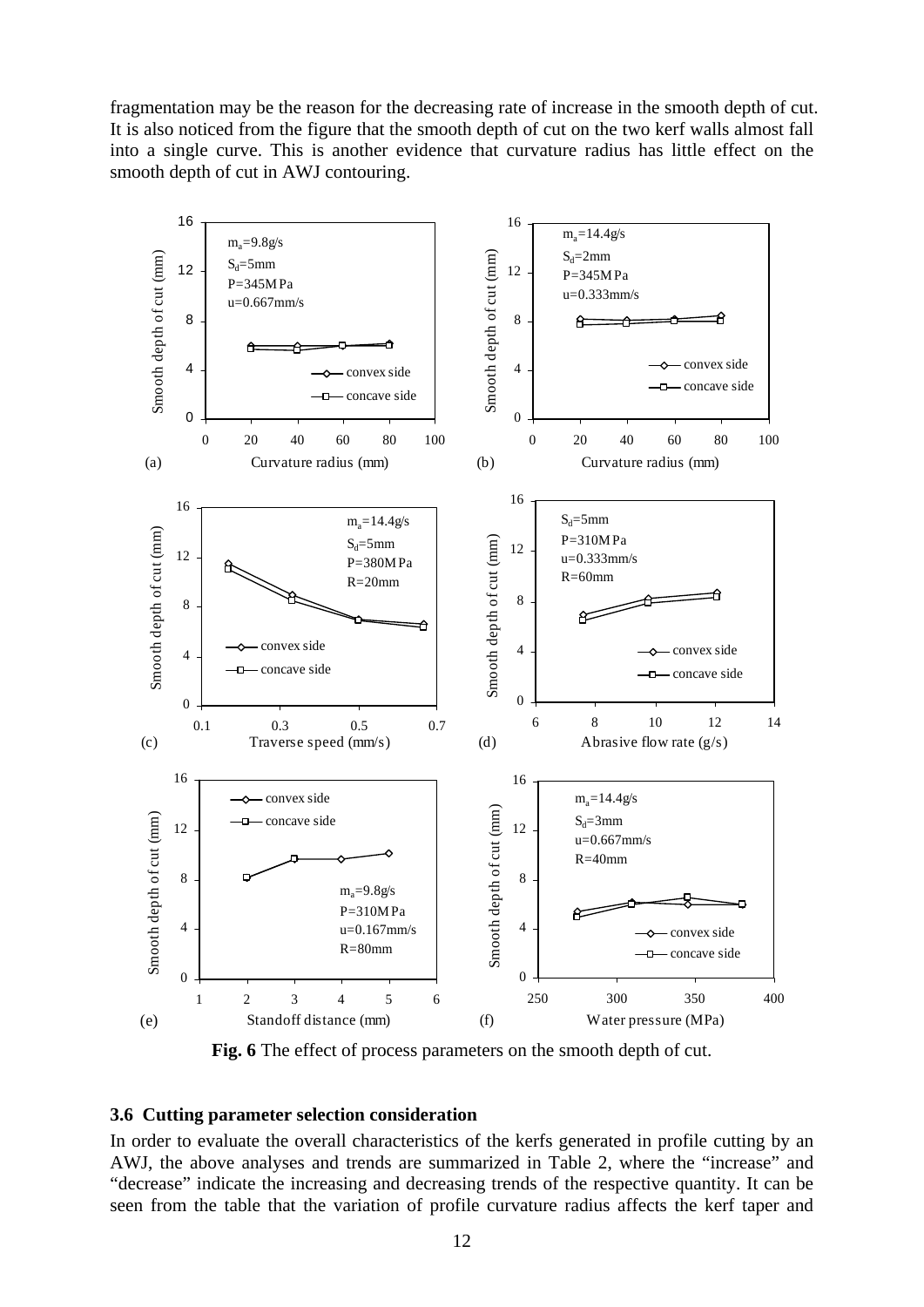fragmentation may be the reason for the decreasing rate of increase in the smooth depth of cut. It is also noticed from the figure that the smooth depth of cut on the two kerf walls almost fall into a single curve. This is another evidence that curvature radius has little effect on the smooth depth of cut in AWJ contouring.

**Fig. 6** The effect of process parameters on the smooth depth of cut.

### 3.6 Cutting parameter selection consideration

In order to evaluate the overall characteristics of the kerfs generated in profile cutting by an AWJ, the above analyses and trends are summarized in Table 2, where the "increase" and "decrease" indicate the increasing and decreasing trends of the respective quantity. It can be seen from the table that the variation of profile curvature radius affects the kerf taper and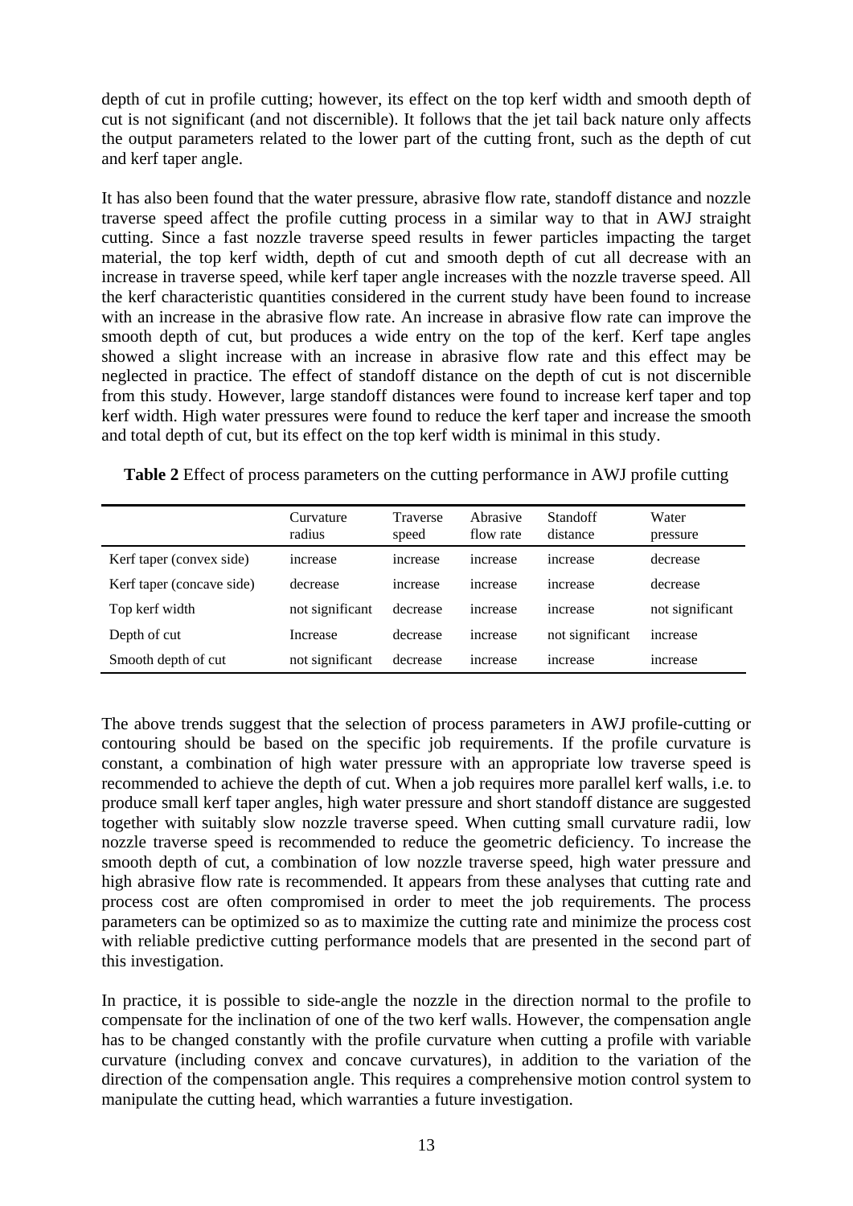depth of cut in profile cutting; however, its effect on the top kerf width and smooth depth of cut is not significant (and not discernible). It follows that the jet tail back nature only affects the output parameters related to the lower part of the cutting front, such as the depth of cut and kerf taper angle.

It has also been found that the water pressure, abrasive flow rate, standoff distance and nozzle traverse speed affect the profile cutting process in a similar way to that in AWJ straight cutting. Since a fast nozzle traverse speed results in fewer particles impacting the target material, the top kerf width, depth of cut and smooth depth of cut all decrease with an increase in traverse speed, while kerf taper angle increases with the nozzle traverse speed. All the kerf characteristic quantities considered in the current study have been found to increase with an increase in the abrasive flow rate. An increase in abrasive flow rate can improve the smooth depth of cut, but produces a wide entry on the top of the kerf. Kerf tape angles showed a slight increase with an increase in abrasive flow rate and this effect may be neglected in practice. The effect of standoff distance on the depth of cut is not discernible from this study. However, large standoff distances were found to increase kerf taper and top kerf width. High water pressures were found to reduce the kerf taper and increase the smooth and total depth of cut, but its effect on the top kerf width is minimal in this study.

**Table 2** Effect of process parameters on the cutting performance in AWJ profile cutting

| | Curvature radius | Traverse speed | Abrasive flow rate | Standoff distance | Water pressure |
|---|---|---|---|---|---|
| Kerf taper (convex side) | increase | increase | increase | increase | decrease |
| Kerf taper (concave side) | decrease | increase | increase | increase | decrease |
| Top kerf width | not significant | decrease | increase | increase | not significant |
| Depth of cut | Increase | decrease | increase | not significant | increase |
| Smooth depth of cut | not significant | decrease | increase | increase | increase |

The above trends suggest that the selection of process parameters in AWJ profile-cutting or contouring should be based on the specific job requirements. If the profile curvature is constant, a combination of high water pressure with an appropriate low traverse speed is recommended to achieve the depth of cut. When a job requires more parallel kerf walls, i.e. to produce small kerf taper angles, high water pressure and short standoff distance are suggested together with suitably slow nozzle traverse speed. When cutting small curvature radii, low nozzle traverse speed is recommended to reduce the geometric deficiency. To increase the smooth depth of cut, a combination of low nozzle traverse speed, high water pressure and high abrasive flow rate is recommended. It appears from these analyses that cutting rate and process cost are often compromised in order to meet the job requirements. The process parameters can be optimized so as to maximize the cutting rate and minimize the process cost with reliable predictive cutting performance models that are presented in the second part of this investigation.

In practice, it is possible to side-angle the nozzle in the direction normal to the profile to compensate for the inclination of one of the two kerf walls. However, the compensation angle has to be changed constantly with the profile curvature when cutting a profile with variable curvature (including convex and concave curvatures), in addition to the variation of the direction of the compensation angle. This requires a comprehensive motion control system to manipulate the cutting head, which warranties a future investigation.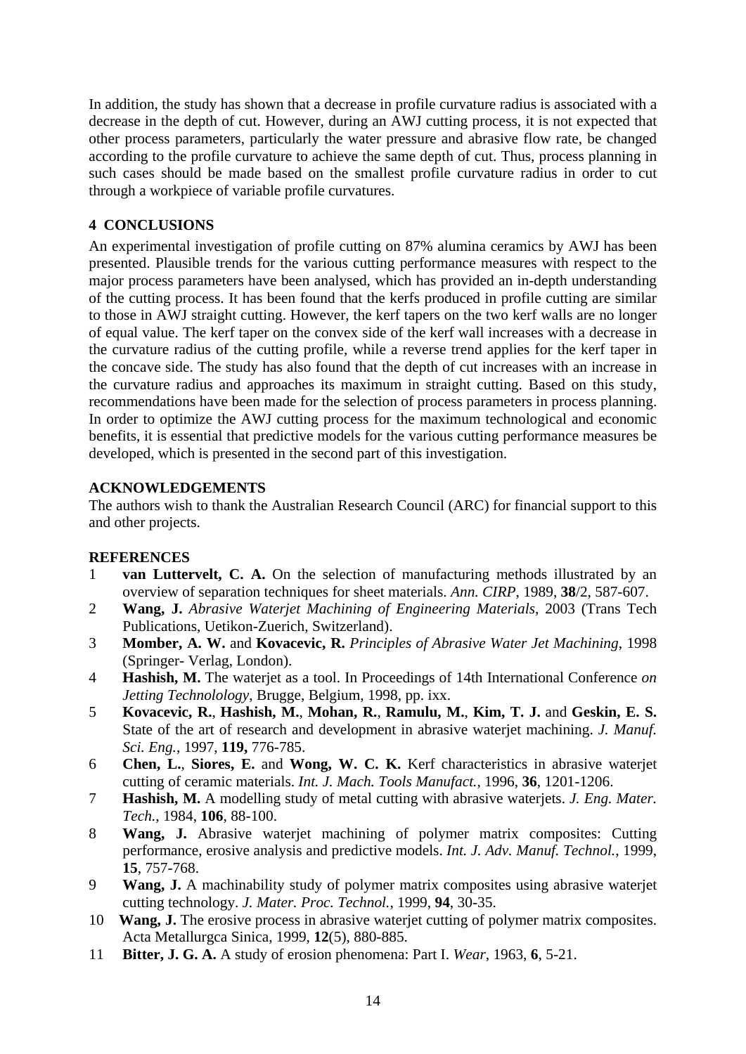In addition, the study has shown that a decrease in profile curvature radius is associated with a decrease in the depth of cut. However, during an AWJ cutting process, it is not expected that other process parameters, particularly the water pressure and abrasive flow rate, be changed according to the profile curvature to achieve the same depth of cut. Thus, process planning in such cases should be made based on the smallest profile curvature radius in order to cut through a workpiece of variable profile curvatures.

## 4 CONCLUSIONS

An experimental investigation of profile cutting on 87% alumina ceramics by AWJ has been presented. Plausible trends for the various cutting performance measures with respect to the major process parameters have been analysed, which has provided an in-depth understanding of the cutting process. It has been found that the kerfs produced in profile cutting are similar to those in AWJ straight cutting. However, the kerf tapers on the two kerf walls are no longer of equal value. The kerf taper on the convex side of the kerf wall increases with a decrease in the curvature radius of the cutting profile, while a reverse trend applies for the kerf taper in the concave side. The study has also found that the depth of cut increases with an increase in the curvature radius and approaches its maximum in straight cutting. Based on this study, recommendations have been made for the selection of process parameters in process planning. In order to optimize the AWJ cutting process for the maximum technological and economic benefits, it is essential that predictive models for the various cutting performance measures be developed, which is presented in the second part of this investigation.

## ACKNOWLEDGEMENTS

The authors wish to thank the Australian Research Council (ARC) for financial support to this and other projects.

## REFERENCES

1 **van Luttervelt, C. A.** On the selection of manufacturing methods illustrated by an overview of separation techniques for sheet materials. *Ann. CIRP*, 1989, **38**/2, 587-607.

2 **Wang, J.** *Abrasive Waterjet Machining of Engineering Materials*, 2003 (Trans Tech Publications, Uetikon-Zuerich, Switzerland).

3 **Momber, A. W.** and **Kovacevic, R.** *Principles of Abrasive Water Jet Machining*, 1998 (Springer- Verlag, London).

4 **Hashish, M.** The waterjet as a tool. In Proceedings of 14th International Conference *on Jetting Technolology*, Brugge, Belgium, 1998, pp. ixx.

5 **Kovacevic, R.**, **Hashish, M.**, **Mohan, R.**, **Ramulu, M.**, **Kim, T. J.** and **Geskin, E. S.** State of the art of research and development in abrasive waterjet machining. *J. Manuf. Sci. Eng.*, 1997, **119,** 776-785.

6 **Chen, L.**, **Siores, E.** and **Wong, W. C. K.** Kerf characteristics in abrasive waterjet cutting of ceramic materials. *Int. J. Mach. Tools Manufact.*, 1996, **36**, 1201-1206.

7 **Hashish, M.** A modelling study of metal cutting with abrasive waterjets. *J. Eng. Mater. Tech.*, 1984, **106**, 88-100.

8 **Wang, J.** Abrasive waterjet machining of polymer matrix composites: Cutting performance, erosive analysis and predictive models. *Int. J. Adv. Manuf. Technol.*, 1999, **15**, 757-768.

9 **Wang, J.** A machinability study of polymer matrix composites using abrasive waterjet cutting technology. *J. Mater. Proc. Technol.*, 1999, **94**, 30-35.

10 **Wang, J.** The erosive process in abrasive waterjet cutting of polymer matrix composites. Acta Metallurgca Sinica, 1999, **12**(5), 880-885.

11 **Bitter, J. G. A.** A study of erosion phenomena: Part I. *Wear*, 1963, **6**, 5-21.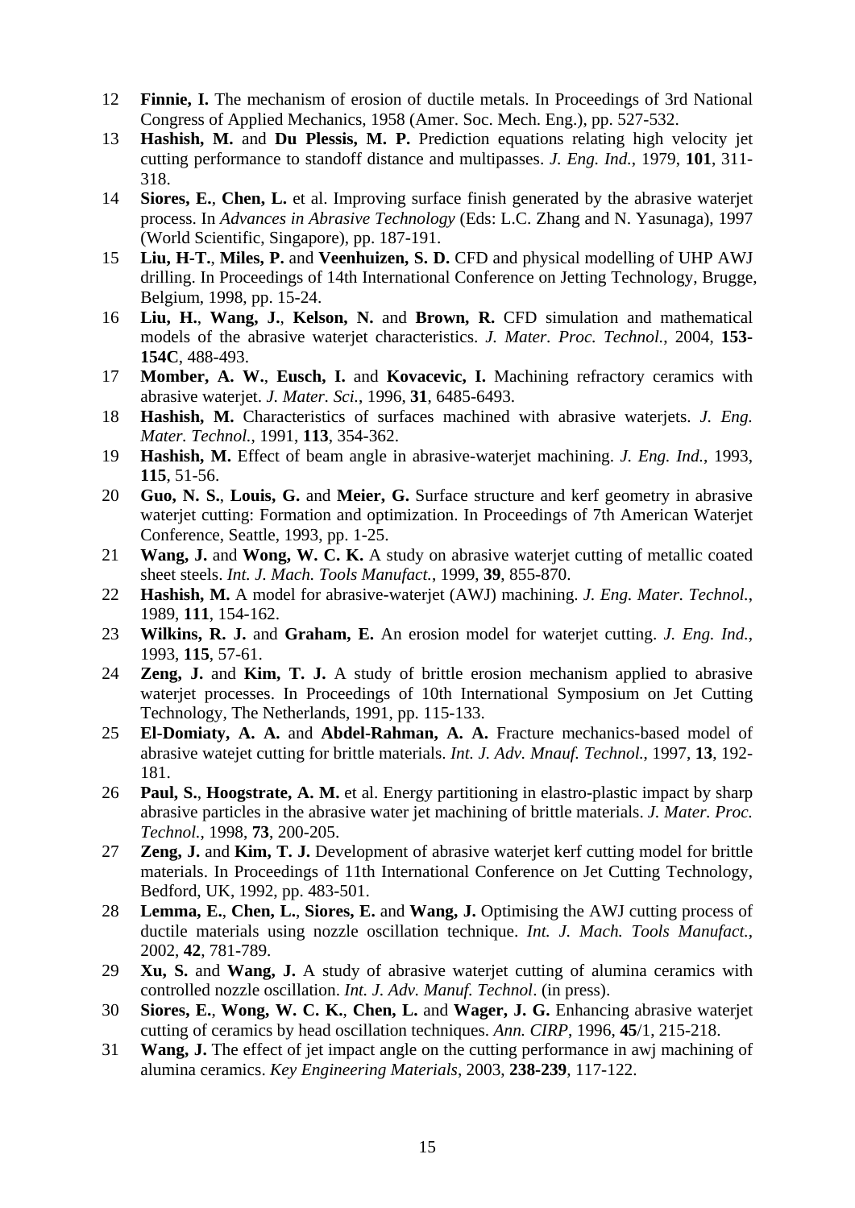12 **Finnie, I.** The mechanism of erosion of ductile metals. In Proceedings of 3rd National Congress of Applied Mechanics, 1958 (Amer. Soc. Mech. Eng.), pp. 527-532.

13 **Hashish, M.** and **Du Plessis, M. P.** Prediction equations relating high velocity jet cutting performance to standoff distance and multipasses. *J. Eng. Ind.*, 1979, **101**, 311-318.

14 **Siores, E.**, **Chen, L.** et al. Improving surface finish generated by the abrasive waterjet process. In *Advances in Abrasive Technology* (Eds: L.C. Zhang and N. Yasunaga), 1997 (World Scientific, Singapore), pp. 187-191.

15 **Liu, H-T.**, **Miles, P.** and **Veenhuizen, S. D.** CFD and physical modelling of UHP AWJ drilling. In Proceedings of 14th International Conference on Jetting Technology, Brugge, Belgium, 1998, pp. 15-24.

16 **Liu, H.**, **Wang, J.**, **Kelson, N.** and **Brown, R.** CFD simulation and mathematical models of the abrasive waterjet characteristics. *J. Mater. Proc. Technol.*, 2004, **153-154C**, 488-493.

17 **Momber, A. W.**, **Eusch, I.** and **Kovacevic, I.** Machining refractory ceramics with abrasive waterjet. *J. Mater. Sci.*, 1996, **31**, 6485-6493.

18 **Hashish, M.** Characteristics of surfaces machined with abrasive waterjets. *J. Eng. Mater. Technol.*, 1991, **113**, 354-362.

19 **Hashish, M.** Effect of beam angle in abrasive-waterjet machining. *J. Eng. Ind.*, 1993, **115**, 51-56.

20 **Guo, N. S.**, **Louis, G.** and **Meier, G.** Surface structure and kerf geometry in abrasive waterjet cutting: Formation and optimization. In Proceedings of 7th American Waterjet Conference, Seattle, 1993, pp. 1-25.

21 **Wang, J.** and **Wong, W. C. K.** A study on abrasive waterjet cutting of metallic coated sheet steels. *Int. J. Mach. Tools Manufact.*, 1999, **39**, 855-870.

22 **Hashish, M.** A model for abrasive-waterjet (AWJ) machining. *J. Eng. Mater. Technol.*, 1989, **111**, 154-162.

23 **Wilkins, R. J.** and **Graham, E.** An erosion model for waterjet cutting. *J. Eng. Ind.*, 1993, **115**, 57-61.

24 **Zeng, J.** and **Kim, T. J.** A study of brittle erosion mechanism applied to abrasive waterjet processes. In Proceedings of 10th International Symposium on Jet Cutting Technology, The Netherlands, 1991, pp. 115-133.

25 **El-Domiaty, A. A.** and **Abdel-Rahman, A. A.** Fracture mechanics-based model of abrasive watejet cutting for brittle materials. *Int. J. Adv. Mnauf. Technol.*, 1997, **13**, 192-181.

26 **Paul, S.**, **Hoogstrate, A. M.** et al. Energy partitioning in elastro-plastic impact by sharp abrasive particles in the abrasive water jet machining of brittle materials. *J. Mater. Proc. Technol.*, 1998, **73**, 200-205.

27 **Zeng, J.** and **Kim, T. J.** Development of abrasive waterjet kerf cutting model for brittle materials. In Proceedings of 11th International Conference on Jet Cutting Technology, Bedford, UK, 1992, pp. 483-501.

28 **Lemma, E.**, **Chen, L.**, **Siores, E.** and **Wang, J.** Optimising the AWJ cutting process of ductile materials using nozzle oscillation technique. *Int. J. Mach. Tools Manufact.*, 2002, **42**, 781-789.

29 **Xu, S.** and **Wang, J.** A study of abrasive waterjet cutting of alumina ceramics with controlled nozzle oscillation. *Int. J. Adv. Manuf. Technol*. (in press).

30 **Siores, E.**, **Wong, W. C. K.**, **Chen, L.** and **Wager, J. G.** Enhancing abrasive waterjet cutting of ceramics by head oscillation techniques. *Ann. CIRP*, 1996, **45**/1, 215-218.

31 **Wang, J.** The effect of jet impact angle on the cutting performance in awj machining of alumina ceramics. *Key Engineering Materials*, 2003, **238-239**, 117-122.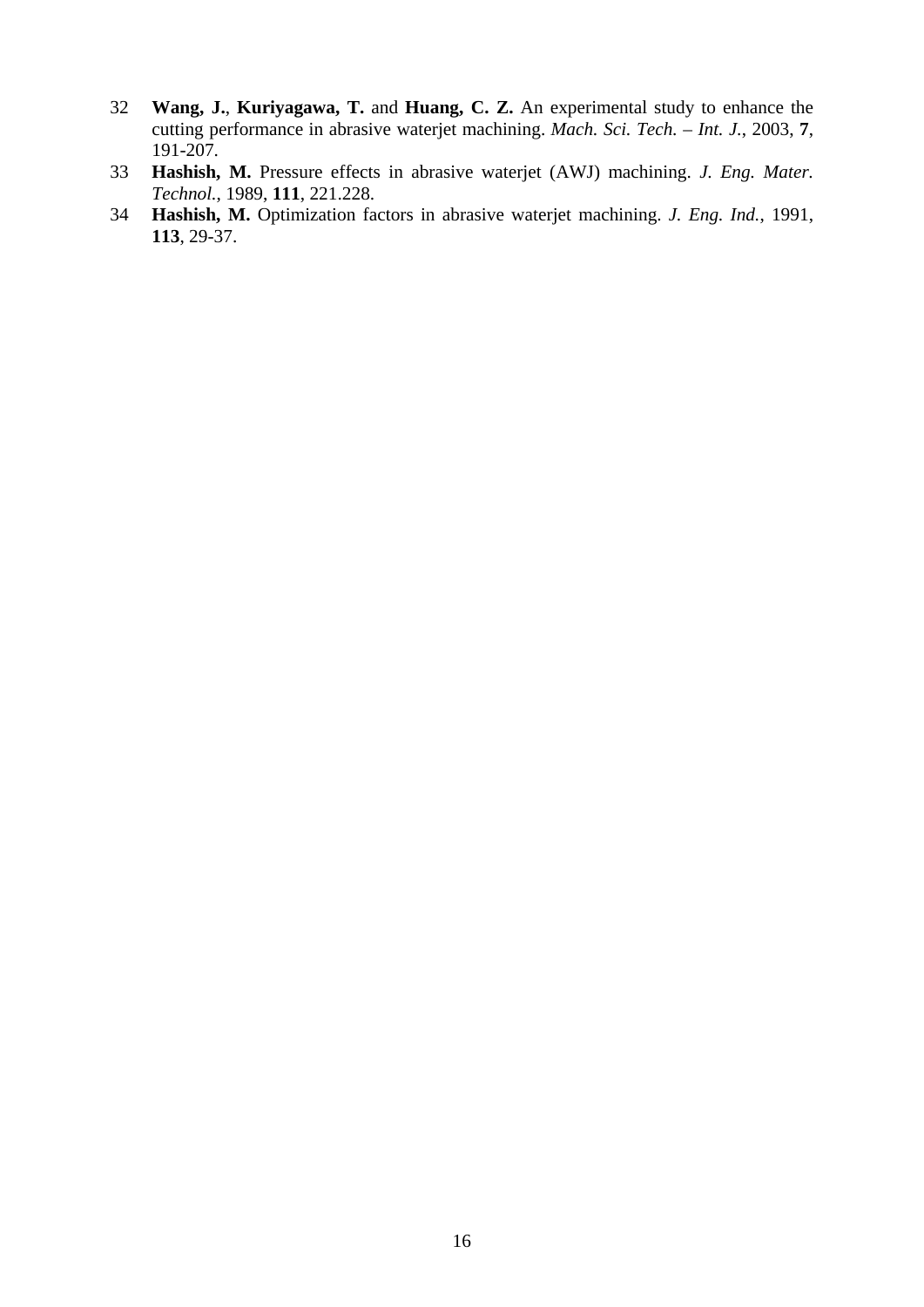32 **Wang, J.**, **Kuriyagawa, T.** and **Huang, C. Z.** An experimental study to enhance the cutting performance in abrasive waterjet machining. *Mach. Sci. Tech. – Int. J.*, 2003, **7**, 191-207.

33 **Hashish, M.** Pressure effects in abrasive waterjet (AWJ) machining. *J. Eng. Mater. Technol.*, 1989, **111**, 221.228.

34 **Hashish, M.** Optimization factors in abrasive waterjet machining. *J. Eng. Ind.*, 1991, **113**, 29-37.